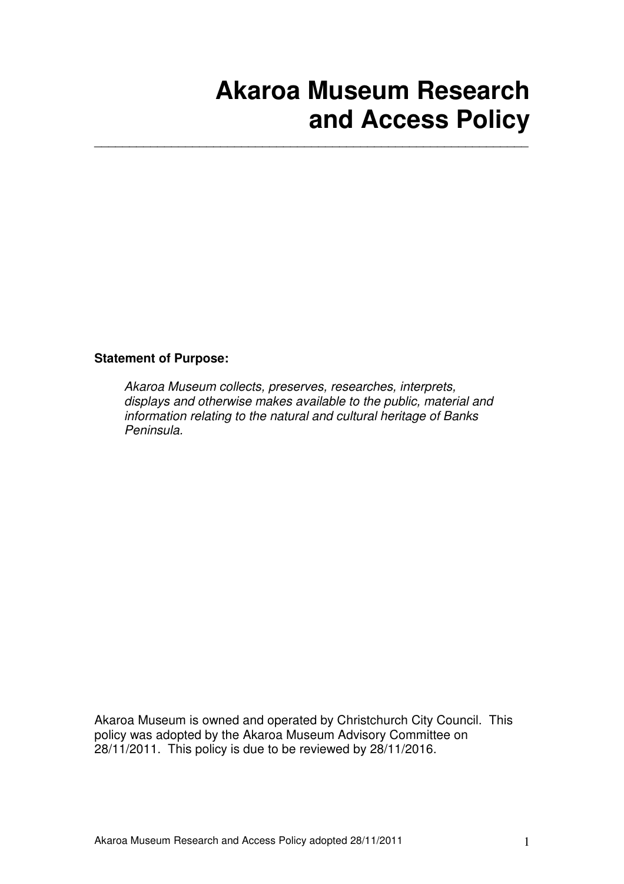# Akaroa Museum Research and Access Policy

**Statement of Purpose:**

> *Akaroa Museum collects, preserves, researches, interprets, displays and otherwise makes available to the public, material and information relating to the natural and cultural heritage of Banks Peninsula.*

Akaroa Museum is owned and operated by Christchurch City Council. This policy was adopted by the Akaroa Museum Advisory Committee on 28/11/2011. This policy is due to be reviewed by 28/11/2016.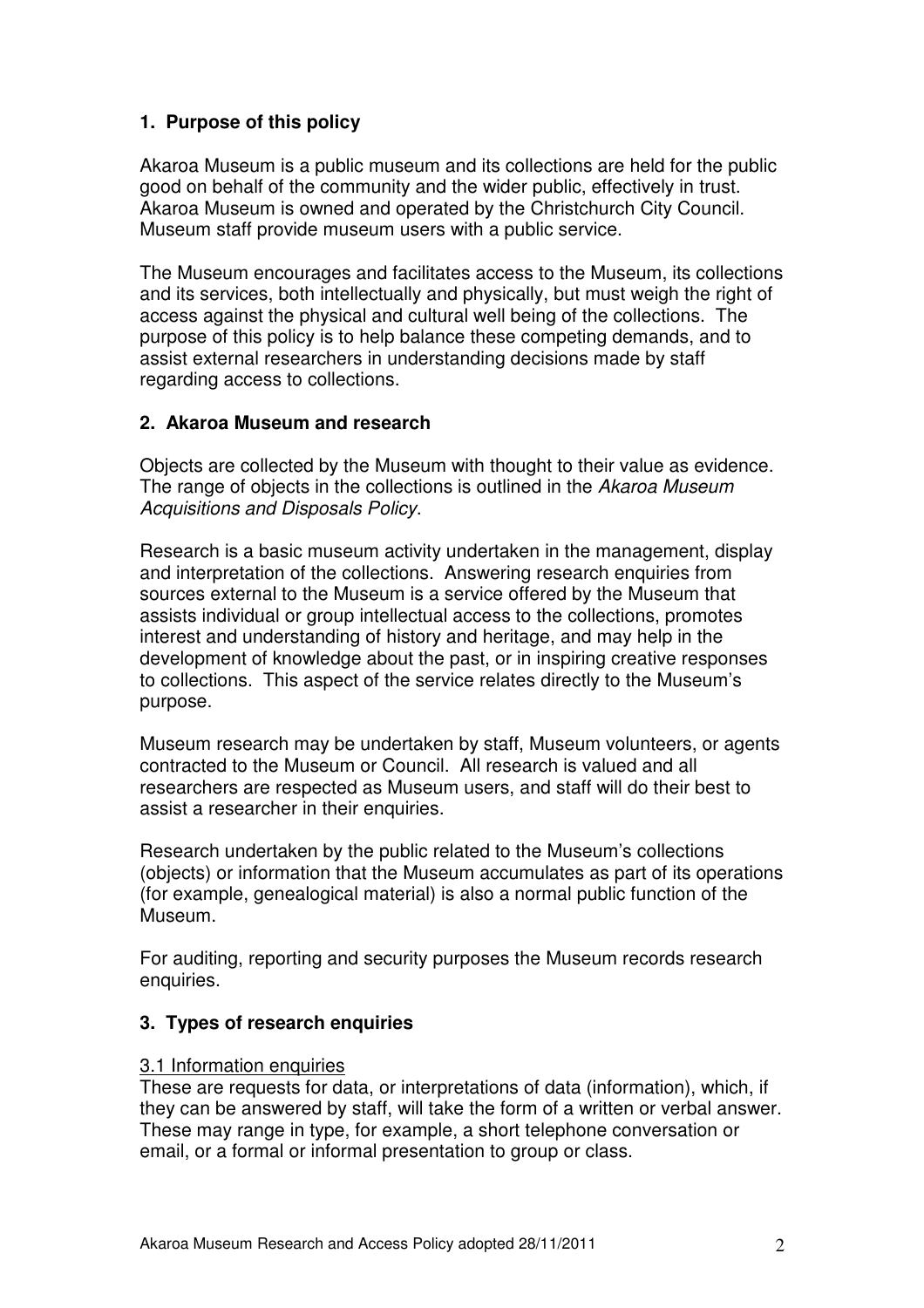## 1. Purpose of this policy

Akaroa Museum is a public museum and its collections are held for the public good on behalf of the community and the wider public, effectively in trust. Akaroa Museum is owned and operated by the Christchurch City Council. Museum staff provide museum users with a public service.

The Museum encourages and facilitates access to the Museum, its collections and its services, both intellectually and physically, but must weigh the right of access against the physical and cultural well being of the collections. The purpose of this policy is to help balance these competing demands, and to assist external researchers in understanding decisions made by staff regarding access to collections.

## 2. Akaroa Museum and research

Objects are collected by the Museum with thought to their value as evidence. The range of objects in the collections is outlined in the *Akaroa Museum Acquisitions and Disposals Policy*.

Research is a basic museum activity undertaken in the management, display and interpretation of the collections. Answering research enquiries from sources external to the Museum is a service offered by the Museum that assists individual or group intellectual access to the collections, promotes interest and understanding of history and heritage, and may help in the development of knowledge about the past, or in inspiring creative responses to collections. This aspect of the service relates directly to the Museum's purpose.

Museum research may be undertaken by staff, Museum volunteers, or agents contracted to the Museum or Council. All research is valued and all researchers are respected as Museum users, and staff will do their best to assist a researcher in their enquiries.

Research undertaken by the public related to the Museum's collections (objects) or information that the Museum accumulates as part of its operations (for example, genealogical material) is also a normal public function of the Museum.

For auditing, reporting and security purposes the Museum records research enquiries.

## 3. Types of research enquiries

### 3.1 Information enquiries

These are requests for data, or interpretations of data (information), which, if they can be answered by staff, will take the form of a written or verbal answer. These may range in type, for example, a short telephone conversation or email, or a formal or informal presentation to group or class.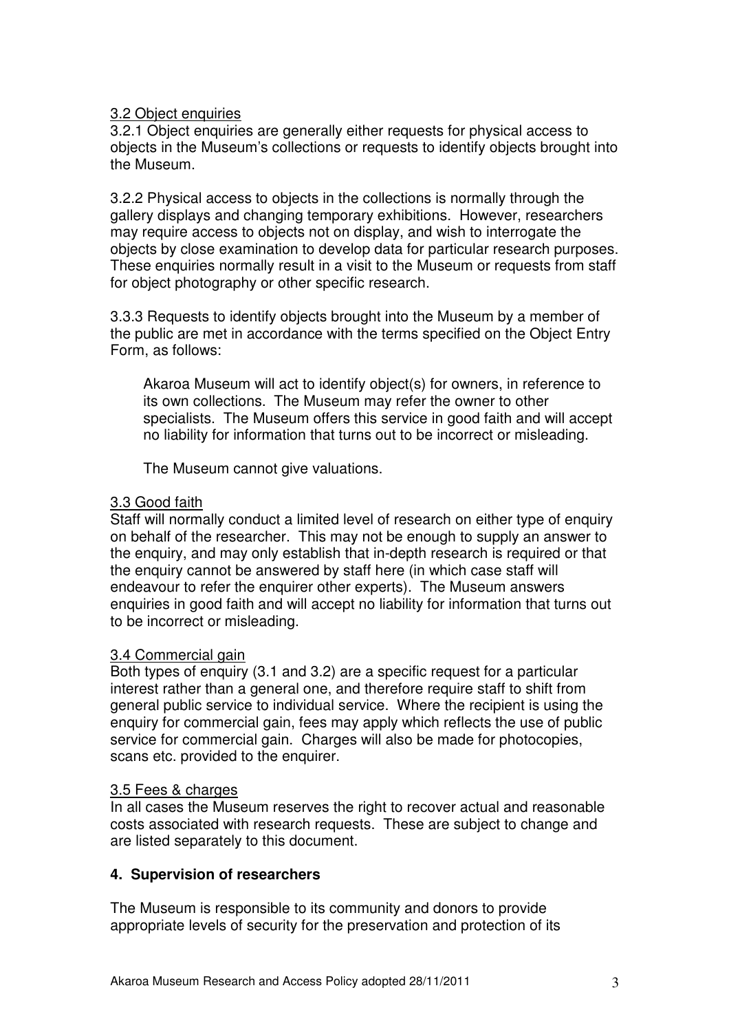3.2 Object enquiries

3.2.1 Object enquiries are generally either requests for physical access to objects in the Museum's collections or requests to identify objects brought into the Museum.

3.2.2 Physical access to objects in the collections is normally through the gallery displays and changing temporary exhibitions. However, researchers may require access to objects not on display, and wish to interrogate the objects by close examination to develop data for particular research purposes. These enquiries normally result in a visit to the Museum or requests from staff for object photography or other specific research.

3.3.3 Requests to identify objects brought into the Museum by a member of the public are met in accordance with the terms specified on the Object Entry Form, as follows:

> Akaroa Museum will act to identify object(s) for owners, in reference to its own collections. The Museum may refer the owner to other specialists. The Museum offers this service in good faith and will accept no liability for information that turns out to be incorrect or misleading.
>
> The Museum cannot give valuations.

3.3 Good faith

Staff will normally conduct a limited level of research on either type of enquiry on behalf of the researcher. This may not be enough to supply an answer to the enquiry, and may only establish that in-depth research is required or that the enquiry cannot be answered by staff here (in which case staff will endeavour to refer the enquirer other experts). The Museum answers enquiries in good faith and will accept no liability for information that turns out to be incorrect or misleading.

3.4 Commercial gain

Both types of enquiry (3.1 and 3.2) are a specific request for a particular interest rather than a general one, and therefore require staff to shift from general public service to individual service. Where the recipient is using the enquiry for commercial gain, fees may apply which reflects the use of public service for commercial gain. Charges will also be made for photocopies, scans etc. provided to the enquirer.

3.5 Fees & charges

In all cases the Museum reserves the right to recover actual and reasonable costs associated with research requests. These are subject to change and are listed separately to this document.

## 4. Supervision of researchers

The Museum is responsible to its community and donors to provide appropriate levels of security for the preservation and protection of its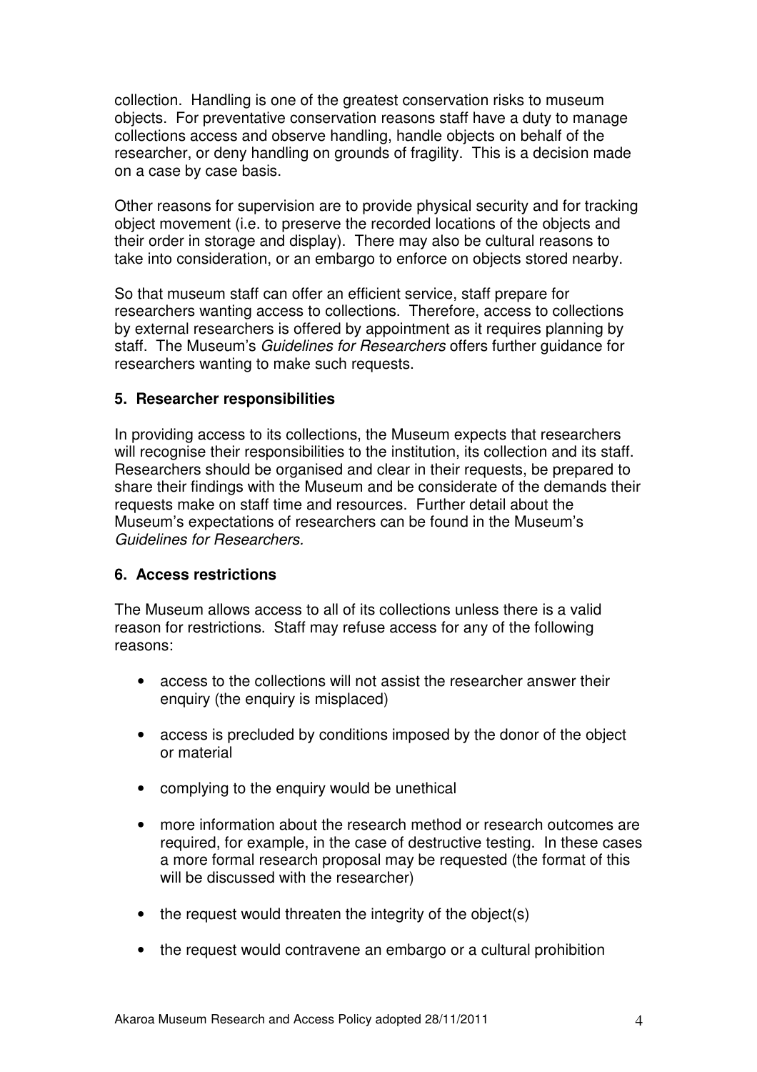collection. Handling is one of the greatest conservation risks to museum objects. For preventative conservation reasons staff have a duty to manage collections access and observe handling, handle objects on behalf of the researcher, or deny handling on grounds of fragility. This is a decision made on a case by case basis.

Other reasons for supervision are to provide physical security and for tracking object movement (i.e. to preserve the recorded locations of the objects and their order in storage and display). There may also be cultural reasons to take into consideration, or an embargo to enforce on objects stored nearby.

So that museum staff can offer an efficient service, staff prepare for researchers wanting access to collections. Therefore, access to collections by external researchers is offered by appointment as it requires planning by staff. The Museum's *Guidelines for Researchers* offers further guidance for researchers wanting to make such requests.

**5. Researcher responsibilities**

In providing access to its collections, the Museum expects that researchers will recognise their responsibilities to the institution, its collection and its staff. Researchers should be organised and clear in their requests, be prepared to share their findings with the Museum and be considerate of the demands their requests make on staff time and resources. Further detail about the Museum's expectations of researchers can be found in the Museum's *Guidelines for Researchers.*

**6. Access restrictions**

The Museum allows access to all of its collections unless there is a valid reason for restrictions. Staff may refuse access for any of the following reasons:

- access to the collections will not assist the researcher answer their enquiry (the enquiry is misplaced)
- access is precluded by conditions imposed by the donor of the object or material
- complying to the enquiry would be unethical
- more information about the research method or research outcomes are required, for example, in the case of destructive testing. In these cases a more formal research proposal may be requested (the format of this will be discussed with the researcher)
- the request would threaten the integrity of the object(s)
- the request would contravene an embargo or a cultural prohibition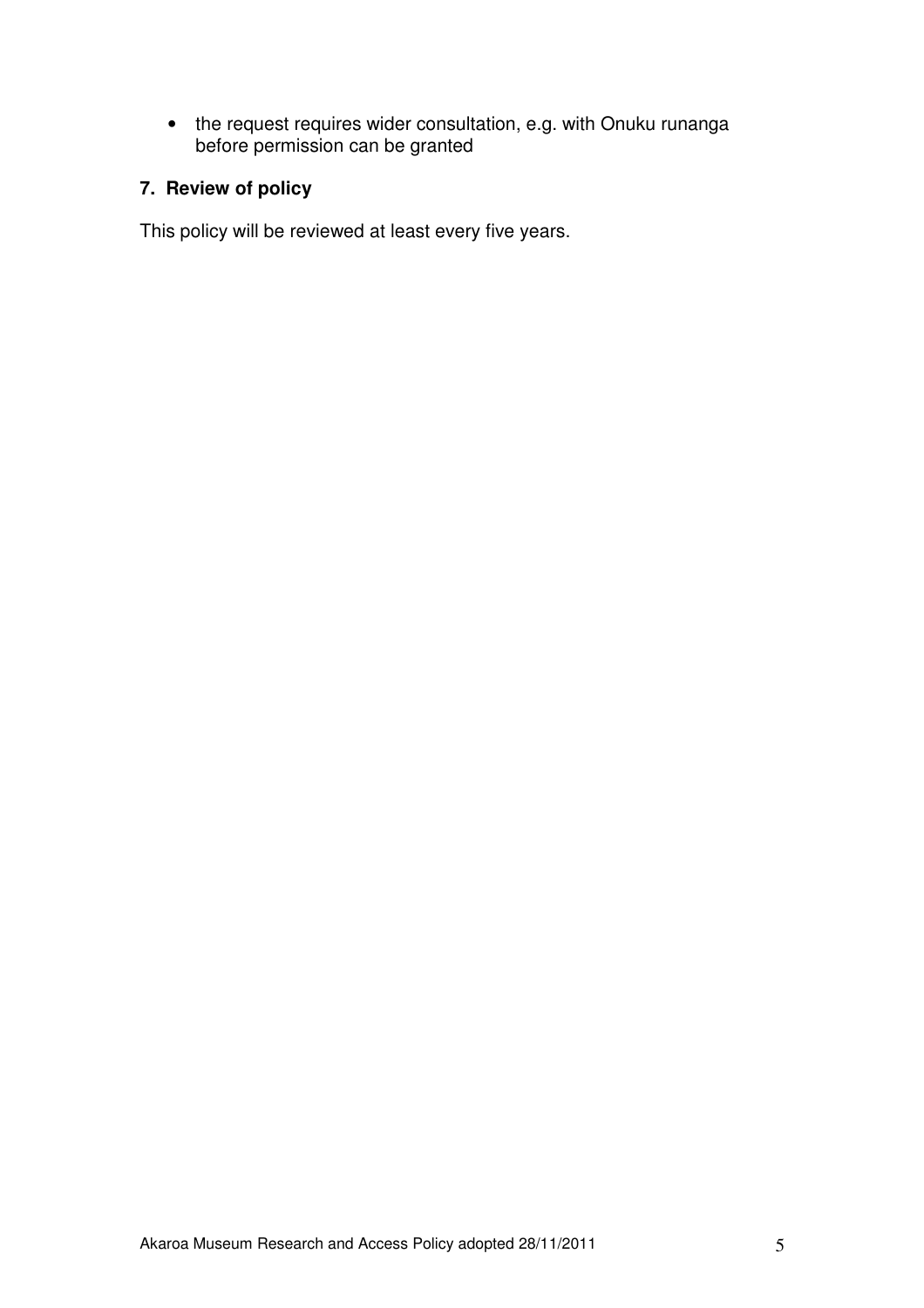- the request requires wider consultation, e.g. with Onuku runanga before permission can be granted

## 7. Review of policy

This policy will be reviewed at least every five years.